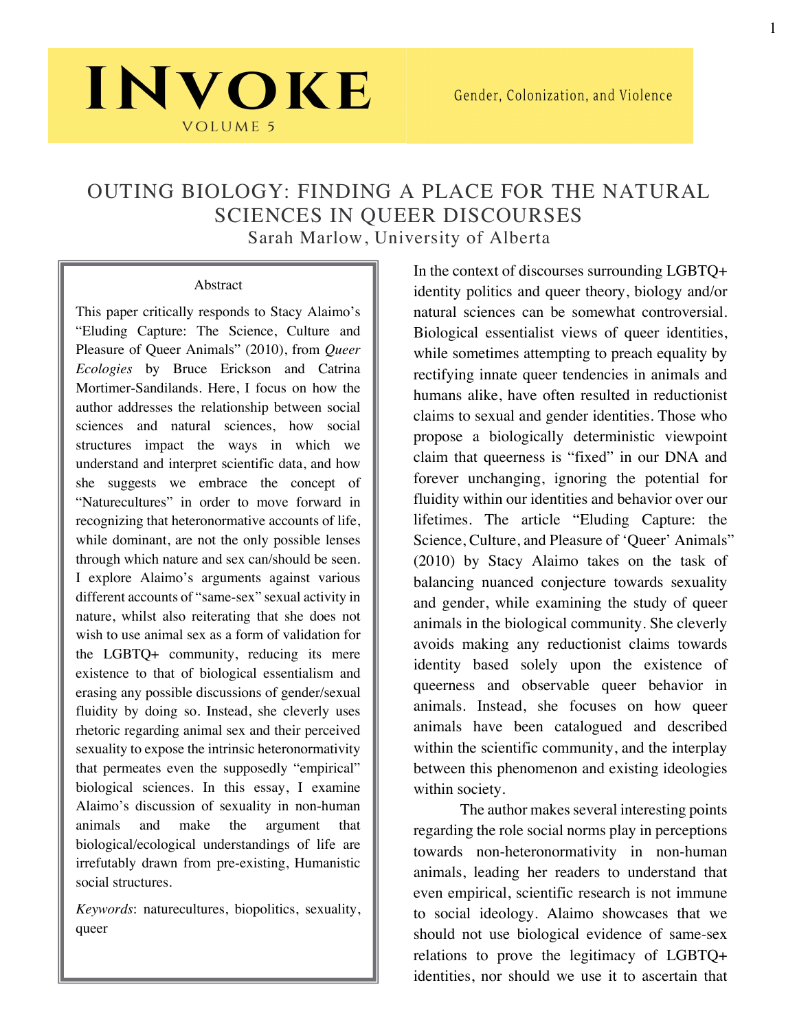# INVOKE

VOLUME 5

Gender, Colonization, and Violence

## OUTING BIOLOGY: FINDING A PLACE FOR THE NATURAL SCIENCES IN QUEER DISCOURSES

Sarah Marlow, University of Alberta

### Abstract

This paper critically responds to Stacy Alaimo's "Eluding Capture: The Science, Culture and Pleasure of Queer Animals" (2010), from *Queer Ecologies* by Bruce Erickson and Catrina Mortimer-Sandilands. Here, I focus on how the author addresses the relationship between social sciences and natural sciences, how social structures impact the ways in which we understand and interpret scientific data, and how she suggests we embrace the concept of "Naturecultures" in order to move forward in recognizing that heteronormative accounts of life, while dominant, are not the only possible lenses through which nature and sex can/should be seen. I explore Alaimo's arguments against various different accounts of "same-sex" sexual activity in nature, whilst also reiterating that she does not wish to use animal sex as a form of validation for the LGBTQ+ community, reducing its mere existence to that of biological essentialism and erasing any possible discussions of gender/sexual fluidity by doing so. Instead, she cleverly uses rhetoric regarding animal sex and their perceived sexuality to expose the intrinsic heteronormativity that permeates even the supposedly "empirical" biological sciences. In this essay, I examine Alaimo's discussion of sexuality in non-human animals and make the argument that biological/ecological understandings of life are irrefutably drawn from pre-existing, Humanistic social structures.

*Keywords*: naturecultures, biopolitics, sexuality, queer

In the context of discourses surrounding LGBTQ+ identity politics and queer theory, biology and/or natural sciences can be somewhat controversial. Biological essentialist views of queer identities, while sometimes attempting to preach equality by rectifying innate queer tendencies in animals and humans alike, have often resulted in reductionist claims to sexual and gender identities. Those who propose a biologically deterministic viewpoint claim that queerness is "fixed" in our DNA and forever unchanging, ignoring the potential for fluidity within our identities and behavior over our lifetimes. The article "Eluding Capture: the Science, Culture, and Pleasure of 'Queer' Animals" (2010) by Stacy Alaimo takes on the task of balancing nuanced conjecture towards sexuality and gender, while examining the study of queer animals in the biological community. She cleverly avoids making any reductionist claims towards identity based solely upon the existence of queerness and observable queer behavior in animals. Instead, she focuses on how queer animals have been catalogued and described within the scientific community, and the interplay between this phenomenon and existing ideologies within society.

The author makes several interesting points regarding the role social norms play in perceptions towards non-heteronormativity in non-human animals, leading her readers to understand that even empirical, scientific research is not immune to social ideology. Alaimo showcases that we should not use biological evidence of same-sex relations to prove the legitimacy of LGBTQ+ identities, nor should we use it to ascertain that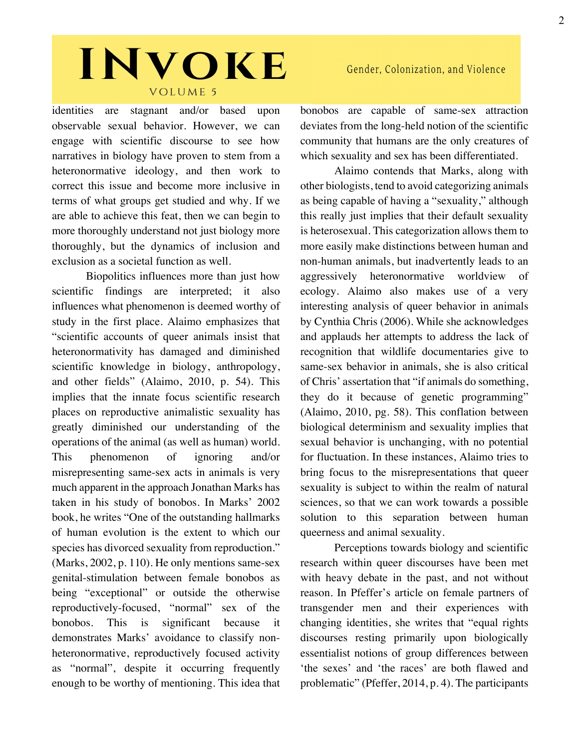identities are stagnant and/or based upon observable sexual behavior. However, we can engage with scientific discourse to see how narratives in biology have proven to stem from a heteronormative ideology, and then work to correct this issue and become more inclusive in terms of what groups get studied and why. If we are able to achieve this feat, then we can begin to more thoroughly understand not just biology more thoroughly, but the dynamics of inclusion and exclusion as a societal function as well.

Biopolitics influences more than just how scientific findings are interpreted; it also influences what phenomenon is deemed worthy of study in the first place. Alaimo emphasizes that "scientific accounts of queer animals insist that heteronormativity has damaged and diminished scientific knowledge in biology, anthropology, and other fields" (Alaimo, 2010, p. 54). This implies that the innate focus scientific research places on reproductive animalistic sexuality has greatly diminished our understanding of the operations of the animal (as well as human) world. This phenomenon of ignoring and/or misrepresenting same-sex acts in animals is very much apparent in the approach Jonathan Marks has taken in his study of bonobos. In Marks' 2002 book, he writes "One of the outstanding hallmarks of human evolution is the extent to which our species has divorced sexuality from reproduction." (Marks, 2002, p. 110). He only mentions same-sex genital-stimulation between female bonobos as being "exceptional" or outside the otherwise reproductively-focused, "normal" sex of the bonobos. This is significant because it demonstrates Marks' avoidance to classify non-heteronormative, reproductively focused activity as "normal", despite it occurring frequently enough to be worthy of mentioning. This idea that bonobos are capable of same-sex attraction deviates from the long-held notion of the scientific community that humans are the only creatures of which sexuality and sex has been differentiated.

Alaimo contends that Marks, along with other biologists, tend to avoid categorizing animals as being capable of having a "sexuality," although this really just implies that their default sexuality is heterosexual. This categorization allows them to more easily make distinctions between human and non-human animals, but inadvertently leads to an aggressively heteronormative worldview of ecology. Alaimo also makes use of a very interesting analysis of queer behavior in animals by Cynthia Chris (2006). While she acknowledges and applauds her attempts to address the lack of recognition that wildlife documentaries give to same-sex behavior in animals, she is also critical of Chris' assertion that "if animals do something, they do it because of genetic programming" (Alaimo, 2010, pg. 58). This conflation between biological determinism and sexuality implies that sexual behavior is unchanging, with no potential for fluctuation. In these instances, Alaimo tries to bring focus to the misrepresentations that queer sexuality is subject to within the realm of natural sciences, so that we can work towards a possible solution to this separation between human queerness and animal sexuality.

Perceptions towards biology and scientific research within queer discourses have been met with heavy debate in the past, and not without reason. In Pfeffer's article on female partners of transgender men and their experiences with changing identities, she writes that "equal rights discourses resting primarily upon biologically essentialist notions of group differences between 'the sexes' and 'the races' are both flawed and problematic" (Pfeffer, 2014, p. 4). The participants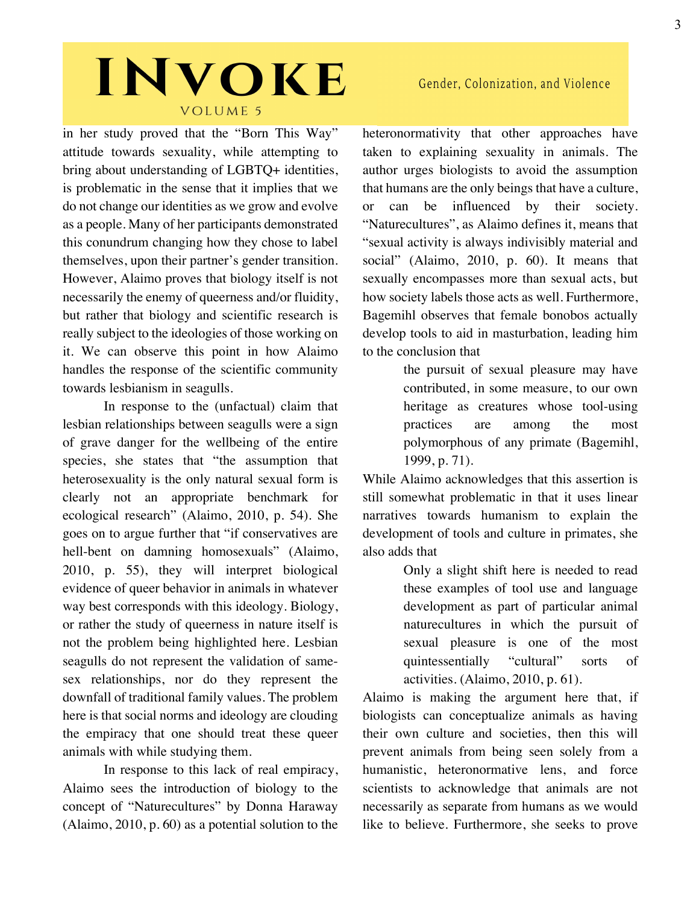in her study proved that the "Born This Way" attitude towards sexuality, while attempting to bring about understanding of LGBTQ+ identities, is problematic in the sense that it implies that we do not change our identities as we grow and evolve as a people. Many of her participants demonstrated this conundrum changing how they chose to label themselves, upon their partner's gender transition. However, Alaimo proves that biology itself is not necessarily the enemy of queerness and/or fluidity, but rather that biology and scientific research is really subject to the ideologies of those working on it. We can observe this point in how Alaimo handles the response of the scientific community towards lesbianism in seagulls.

In response to the (unfactual) claim that lesbian relationships between seagulls were a sign of grave danger for the wellbeing of the entire species, she states that "the assumption that heterosexuality is the only natural sexual form is clearly not an appropriate benchmark for ecological research" (Alaimo, 2010, p. 54). She goes on to argue further that "if conservatives are hell-bent on damning homosexuals" (Alaimo, 2010, p. 55), they will interpret biological evidence of queer behavior in animals in whatever way best corresponds with this ideology. Biology, or rather the study of queerness in nature itself is not the problem being highlighted here. Lesbian seagulls do not represent the validation of same-sex relationships, nor do they represent the downfall of traditional family values. The problem here is that social norms and ideology are clouding the empiracy that one should treat these queer animals with while studying them.

In response to this lack of real empiracy, Alaimo sees the introduction of biology to the concept of "Naturecultures" by Donna Haraway (Alaimo, 2010, p. 60) as a potential solution to the heteronormativity that other approaches have taken to explaining sexuality in animals. The author urges biologists to avoid the assumption that humans are the only beings that have a culture, or can be influenced by their society. "Naturecultures", as Alaimo defines it, means that "sexual activity is always indivisibly material and social" (Alaimo, 2010, p. 60). It means that sexually encompasses more than sexual acts, but how society labels those acts as well. Furthermore, Bagemihl observes that female bonobos actually develop tools to aid in masturbation, leading him to the conclusion that

> the pursuit of sexual pleasure may have contributed, in some measure, to our own heritage as creatures whose tool-using practices are among the most polymorphous of any primate (Bagemihl, 1999, p. 71).

While Alaimo acknowledges that this assertion is still somewhat problematic in that it uses linear narratives towards humanism to explain the development of tools and culture in primates, she also adds that

> Only a slight shift here is needed to read these examples of tool use and language development as part of particular animal naturecultures in which the pursuit of sexual pleasure is one of the most quintessentially "cultural" sorts of activities. (Alaimo, 2010, p. 61).

Alaimo is making the argument here that, if biologists can conceptualize animals as having their own culture and societies, then this will prevent animals from being seen solely from a humanistic, heteronormative lens, and force scientists to acknowledge that animals are not necessarily as separate from humans as we would like to believe. Furthermore, she seeks to prove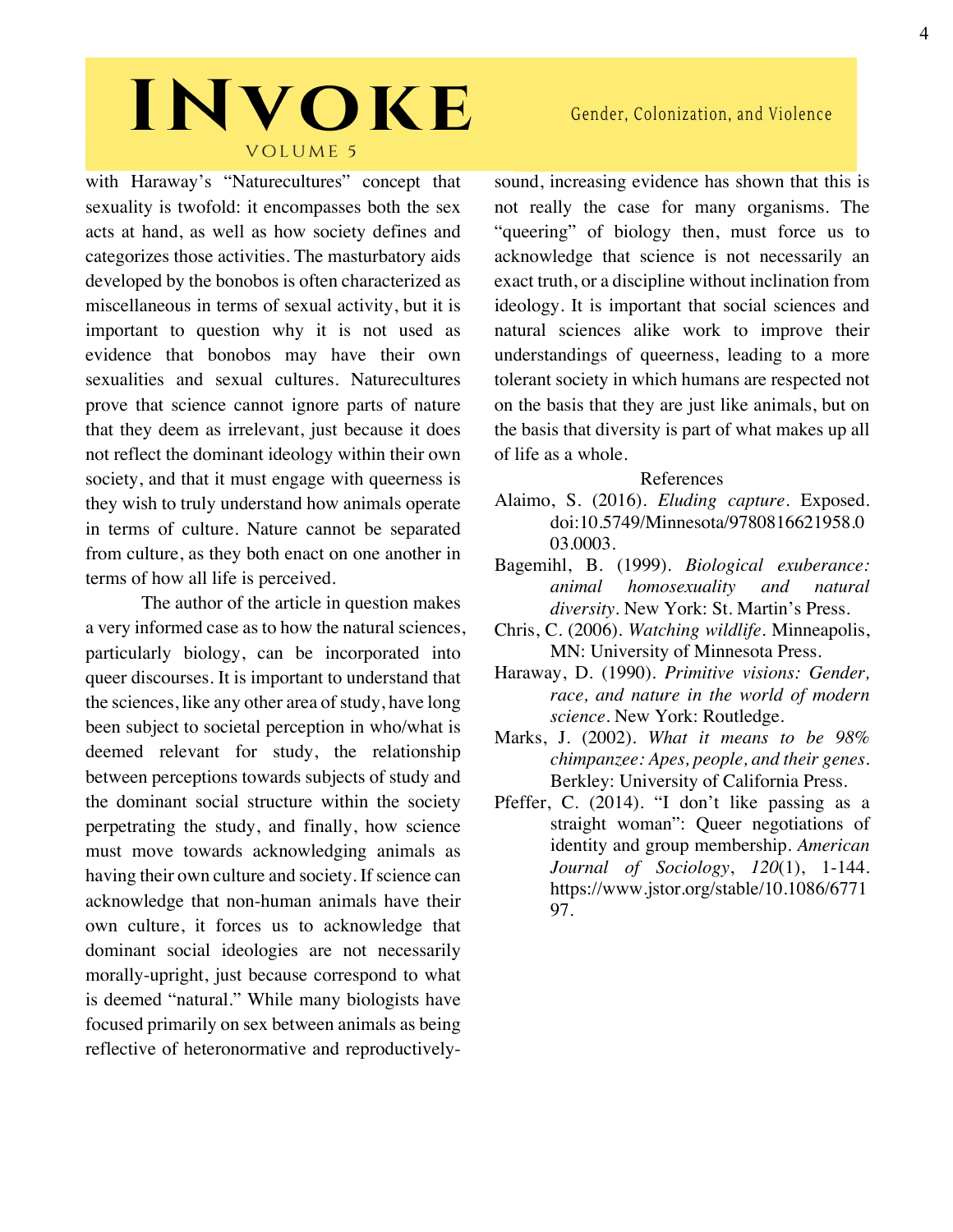with Haraway's "Naturecultures" concept that sexuality is twofold: it encompasses both the sex acts at hand, as well as how society defines and categorizes those activities. The masturbatory aids developed by the bonobos is often characterized as miscellaneous in terms of sexual activity, but it is important to question why it is not used as evidence that bonobos may have their own sexualities and sexual cultures. Naturecultures prove that science cannot ignore parts of nature that they deem as irrelevant, just because it does not reflect the dominant ideology within their own society, and that it must engage with queerness is they wish to truly understand how animals operate in terms of culture. Nature cannot be separated from culture, as they both enact on one another in terms of how all life is perceived.

The author of the article in question makes a very informed case as to how the natural sciences, particularly biology, can be incorporated into queer discourses. It is important to understand that the sciences, like any other area of study, have long been subject to societal perception in who/what is deemed relevant for study, the relationship between perceptions towards subjects of study and the dominant social structure within the society perpetrating the study, and finally, how science must move towards acknowledging animals as having their own culture and society. If science can acknowledge that non-human animals have their own culture, it forces us to acknowledge that dominant social ideologies are not necessarily morally-upright, just because correspond to what is deemed "natural." While many biologists have focused primarily on sex between animals as being reflective of heteronormative and reproductively-sound, increasing evidence has shown that this is not really the case for many organisms. The "queering" of biology then, must force us to acknowledge that science is not necessarily an exact truth, or a discipline without inclination from ideology. It is important that social sciences and natural sciences alike work to improve their understandings of queerness, leading to a more tolerant society in which humans are respected not on the basis that they are just like animals, but on the basis that diversity is part of what makes up all of life as a whole.

## References

Alaimo, S. (2016). *Eluding capture*. Exposed. doi:10.5749/Minnesota/9780816621958.003.0003.

Bagemihl, B. (1999). *Biological exuberance: animal homosexuality and natural diversity*. New York: St. Martin's Press.

Chris, C. (2006). *Watching wildlife*. Minneapolis, MN: University of Minnesota Press.

Haraway, D. (1990). *Primitive visions: Gender, race, and nature in the world of modern science*. New York: Routledge.

Marks, J. (2002). *What it means to be 98% chimpanzee: Apes, people, and their genes*. Berkley: University of California Press.

Pfeffer, C. (2014). "I don't like passing as a straight woman": Queer negotiations of identity and group membership. *American Journal of Sociology*, *120*(1), 1-144. https://www.jstor.org/stable/10.1086/677197.